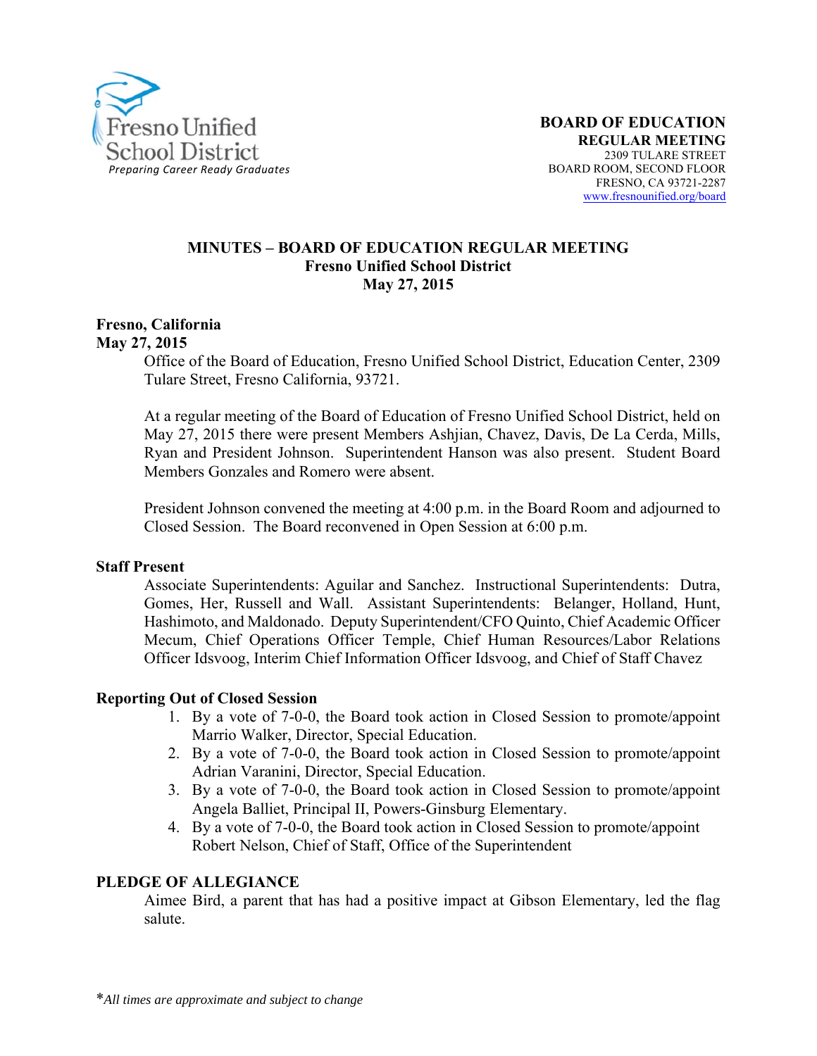Fresno Unified School District
*Preparing Career Ready Graduates*

**BOARD OF EDUCATION**
**REGULAR MEETING**
2309 TULARE STREET
BOARD ROOM, SECOND FLOOR
FRESNO, CA 93721-2287
www.fresnounified.org/board

# MINUTES – BOARD OF EDUCATION REGULAR MEETING
## Fresno Unified School District
## May 27, 2015

**Fresno, California**
**May 27, 2015**

Office of the Board of Education, Fresno Unified School District, Education Center, 2309 Tulare Street, Fresno California, 93721.

At a regular meeting of the Board of Education of Fresno Unified School District, held on May 27, 2015 there were present Members Ashjian, Chavez, Davis, De La Cerda, Mills, Ryan and President Johnson. Superintendent Hanson was also present. Student Board Members Gonzales and Romero were absent.

President Johnson convened the meeting at 4:00 p.m. in the Board Room and adjourned to Closed Session. The Board reconvened in Open Session at 6:00 p.m.

### Staff Present

Associate Superintendents: Aguilar and Sanchez. Instructional Superintendents: Dutra, Gomes, Her, Russell and Wall. Assistant Superintendents: Belanger, Holland, Hunt, Hashimoto, and Maldonado. Deputy Superintendent/CFO Quinto, Chief Academic Officer Mecum, Chief Operations Officer Temple, Chief Human Resources/Labor Relations Officer Idsvoog, Interim Chief Information Officer Idsvoog, and Chief of Staff Chavez

### Reporting Out of Closed Session

1. By a vote of 7-0-0, the Board took action in Closed Session to promote/appoint Marrio Walker, Director, Special Education.
2. By a vote of 7-0-0, the Board took action in Closed Session to promote/appoint Adrian Varanini, Director, Special Education.
3. By a vote of 7-0-0, the Board took action in Closed Session to promote/appoint Angela Balliet, Principal II, Powers-Ginsburg Elementary.
4. By a vote of 7-0-0, the Board took action in Closed Session to promote/appoint Robert Nelson, Chief of Staff, Office of the Superintendent

### PLEDGE OF ALLEGIANCE

Aimee Bird, a parent that has had a positive impact at Gibson Elementary, led the flag salute.

*\*All times are approximate and subject to change*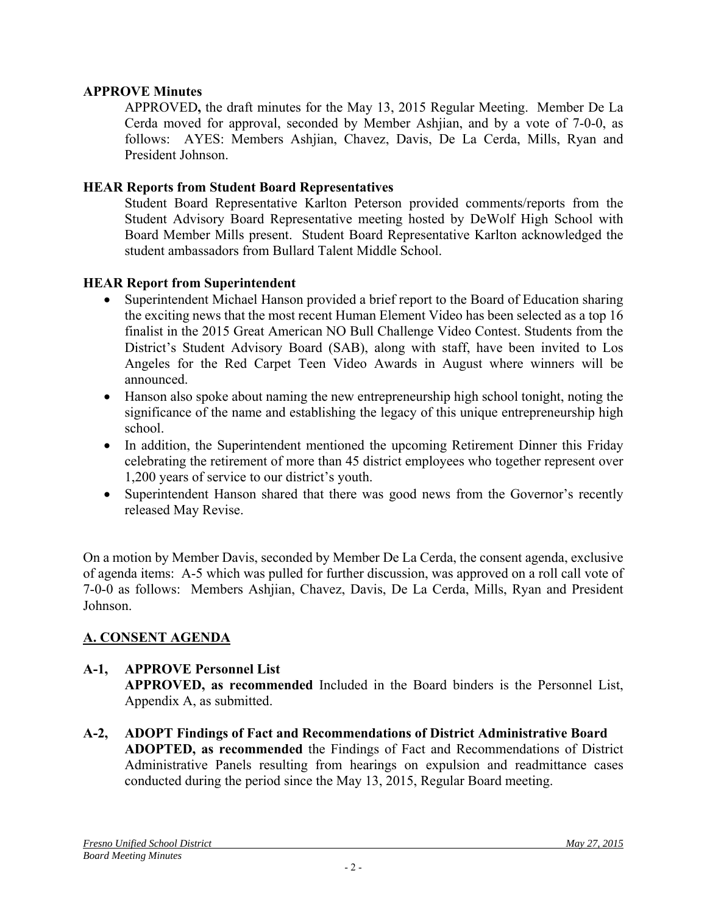**APPROVE Minutes**

APPROVED**,** the draft minutes for the May 13, 2015 Regular Meeting. Member De La Cerda moved for approval, seconded by Member Ashjian, and by a vote of 7-0-0, as follows: AYES: Members Ashjian, Chavez, Davis, De La Cerda, Mills, Ryan and President Johnson.

**HEAR Reports from Student Board Representatives**

Student Board Representative Karlton Peterson provided comments/reports from the Student Advisory Board Representative meeting hosted by DeWolf High School with Board Member Mills present. Student Board Representative Karlton acknowledged the student ambassadors from Bullard Talent Middle School.

**HEAR Report from Superintendent**

- Superintendent Michael Hanson provided a brief report to the Board of Education sharing the exciting news that the most recent Human Element Video has been selected as a top 16 finalist in the 2015 Great American NO Bull Challenge Video Contest. Students from the District's Student Advisory Board (SAB), along with staff, have been invited to Los Angeles for the Red Carpet Teen Video Awards in August where winners will be announced.
- Hanson also spoke about naming the new entrepreneurship high school tonight, noting the significance of the name and establishing the legacy of this unique entrepreneurship high school.
- In addition, the Superintendent mentioned the upcoming Retirement Dinner this Friday celebrating the retirement of more than 45 district employees who together represent over 1,200 years of service to our district's youth.
- Superintendent Hanson shared that there was good news from the Governor's recently released May Revise.

On a motion by Member Davis, seconded by Member De La Cerda, the consent agenda, exclusive of agenda items: A-5 which was pulled for further discussion, was approved on a roll call vote of 7-0-0 as follows: Members Ashjian, Chavez, Davis, De La Cerda, Mills, Ryan and President Johnson.

## A. CONSENT AGENDA

**A-1, APPROVE Personnel List**

**APPROVED, as recommended** Included in the Board binders is the Personnel List, Appendix A, as submitted.

**A-2, ADOPT Findings of Fact and Recommendations of District Administrative Board**

**ADOPTED, as recommended** the Findings of Fact and Recommendations of District Administrative Panels resulting from hearings on expulsion and readmittance cases conducted during the period since the May 13, 2015, Regular Board meeting.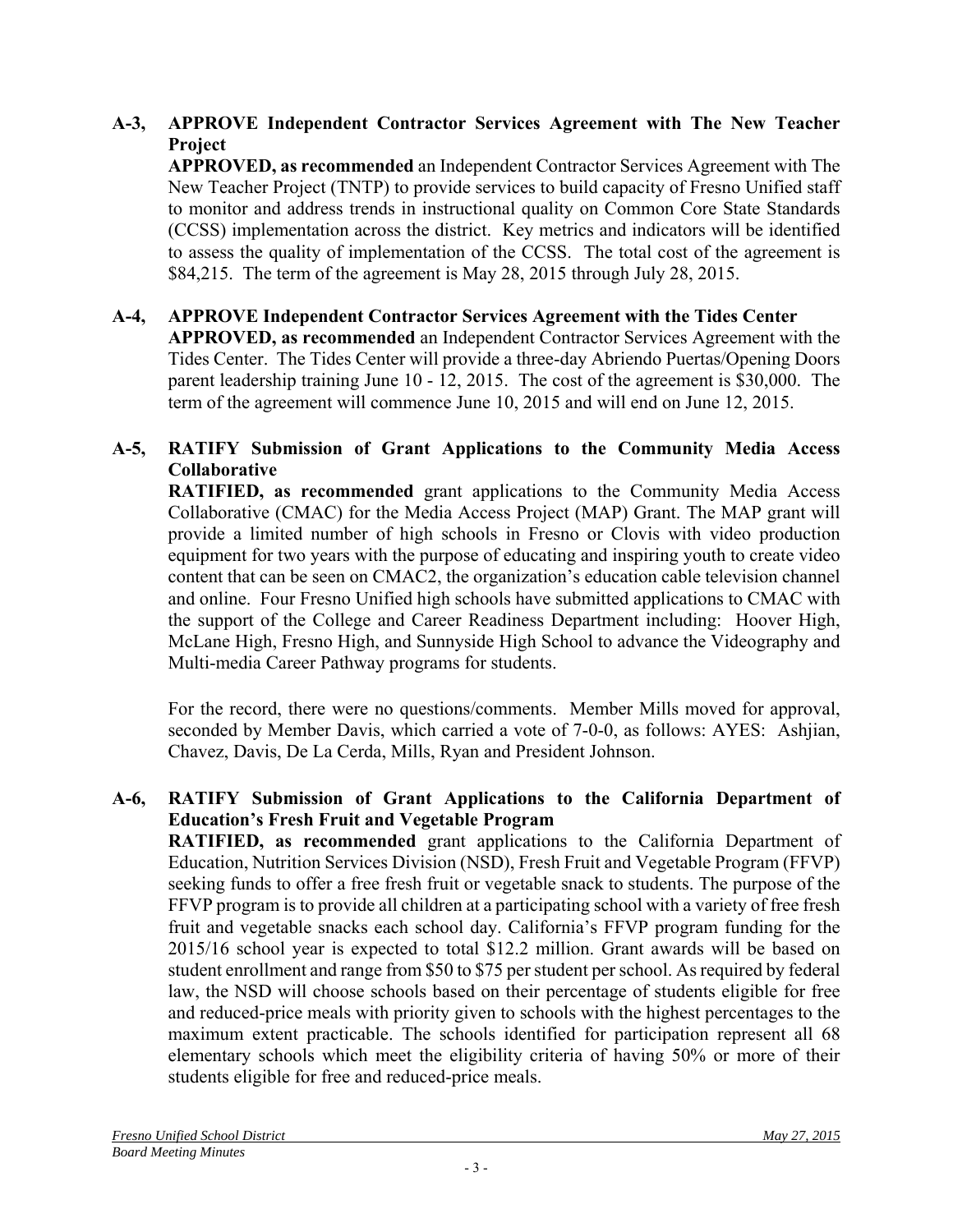**A-3, APPROVE Independent Contractor Services Agreement with The New Teacher Project**
**APPROVED, as recommended** an Independent Contractor Services Agreement with The New Teacher Project (TNTP) to provide services to build capacity of Fresno Unified staff to monitor and address trends in instructional quality on Common Core State Standards (CCSS) implementation across the district. Key metrics and indicators will be identified to assess the quality of implementation of the CCSS. The total cost of the agreement is $84,215. The term of the agreement is May 28, 2015 through July 28, 2015.

**A-4, APPROVE Independent Contractor Services Agreement with the Tides Center**
**APPROVED, as recommended** an Independent Contractor Services Agreement with the Tides Center. The Tides Center will provide a three-day Abriendo Puertas/Opening Doors parent leadership training June 10 - 12, 2015. The cost of the agreement is $30,000. The term of the agreement will commence June 10, 2015 and will end on June 12, 2015.

**A-5, RATIFY Submission of Grant Applications to the Community Media Access Collaborative**
**RATIFIED, as recommended** grant applications to the Community Media Access Collaborative (CMAC) for the Media Access Project (MAP) Grant. The MAP grant will provide a limited number of high schools in Fresno or Clovis with video production equipment for two years with the purpose of educating and inspiring youth to create video content that can be seen on CMAC2, the organization's education cable television channel and online. Four Fresno Unified high schools have submitted applications to CMAC with the support of the College and Career Readiness Department including: Hoover High, McLane High, Fresno High, and Sunnyside High School to advance the Videography and Multi-media Career Pathway programs for students.

For the record, there were no questions/comments. Member Mills moved for approval, seconded by Member Davis, which carried a vote of 7-0-0, as follows: AYES: Ashjian, Chavez, Davis, De La Cerda, Mills, Ryan and President Johnson.

**A-6, RATIFY Submission of Grant Applications to the California Department of Education's Fresh Fruit and Vegetable Program**
**RATIFIED, as recommended** grant applications to the California Department of Education, Nutrition Services Division (NSD), Fresh Fruit and Vegetable Program (FFVP) seeking funds to offer a free fresh fruit or vegetable snack to students. The purpose of the FFVP program is to provide all children at a participating school with a variety of free fresh fruit and vegetable snacks each school day. California's FFVP program funding for the 2015/16 school year is expected to total $12.2 million. Grant awards will be based on student enrollment and range from $50 to $75 per student per school. As required by federal law, the NSD will choose schools based on their percentage of students eligible for free and reduced-price meals with priority given to schools with the highest percentages to the maximum extent practicable. The schools identified for participation represent all 68 elementary schools which meet the eligibility criteria of having 50% or more of their students eligible for free and reduced-price meals.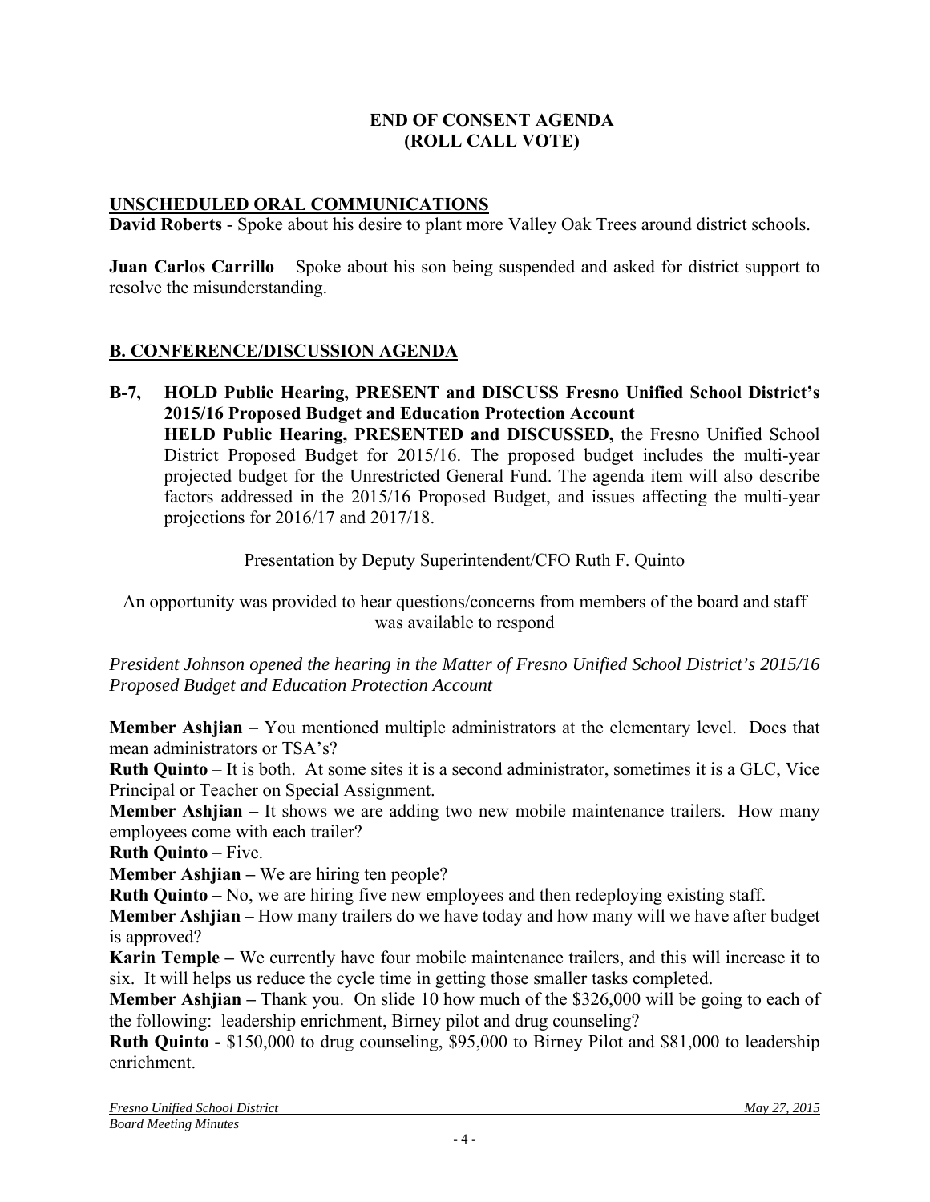**END OF CONSENT AGENDA**
**(ROLL CALL VOTE)**

## UNSCHEDULED ORAL COMMUNICATIONS

**David Roberts** - Spoke about his desire to plant more Valley Oak Trees around district schools.

**Juan Carlos Carrillo** – Spoke about his son being suspended and asked for district support to resolve the misunderstanding.

## B. CONFERENCE/DISCUSSION AGENDA

**B-7, HOLD Public Hearing, PRESENT and DISCUSS Fresno Unified School District's 2015/16 Proposed Budget and Education Protection Account**
**HELD Public Hearing, PRESENTED and DISCUSSED,** the Fresno Unified School District Proposed Budget for 2015/16. The proposed budget includes the multi-year projected budget for the Unrestricted General Fund. The agenda item will also describe factors addressed in the 2015/16 Proposed Budget, and issues affecting the multi-year projections for 2016/17 and 2017/18.

Presentation by Deputy Superintendent/CFO Ruth F. Quinto

An opportunity was provided to hear questions/concerns from members of the board and staff was available to respond

*President Johnson opened the hearing in the Matter of Fresno Unified School District's 2015/16 Proposed Budget and Education Protection Account*

**Member Ashjian** – You mentioned multiple administrators at the elementary level. Does that mean administrators or TSA's?

**Ruth Quinto** – It is both. At some sites it is a second administrator, sometimes it is a GLC, Vice Principal or Teacher on Special Assignment.

**Member Ashjian –** It shows we are adding two new mobile maintenance trailers. How many employees come with each trailer?

**Ruth Quinto** – Five.

**Member Ashjian –** We are hiring ten people?

**Ruth Quinto –** No, we are hiring five new employees and then redeploying existing staff.

**Member Ashjian –** How many trailers do we have today and how many will we have after budget is approved?

**Karin Temple –** We currently have four mobile maintenance trailers, and this will increase it to six. It will helps us reduce the cycle time in getting those smaller tasks completed.

**Member Ashjian –** Thank you. On slide 10 how much of the $326,000 will be going to each of the following: leadership enrichment, Birney pilot and drug counseling?

**Ruth Quinto -** $150,000 to drug counseling, $95,000 to Birney Pilot and $81,000 to leadership enrichment.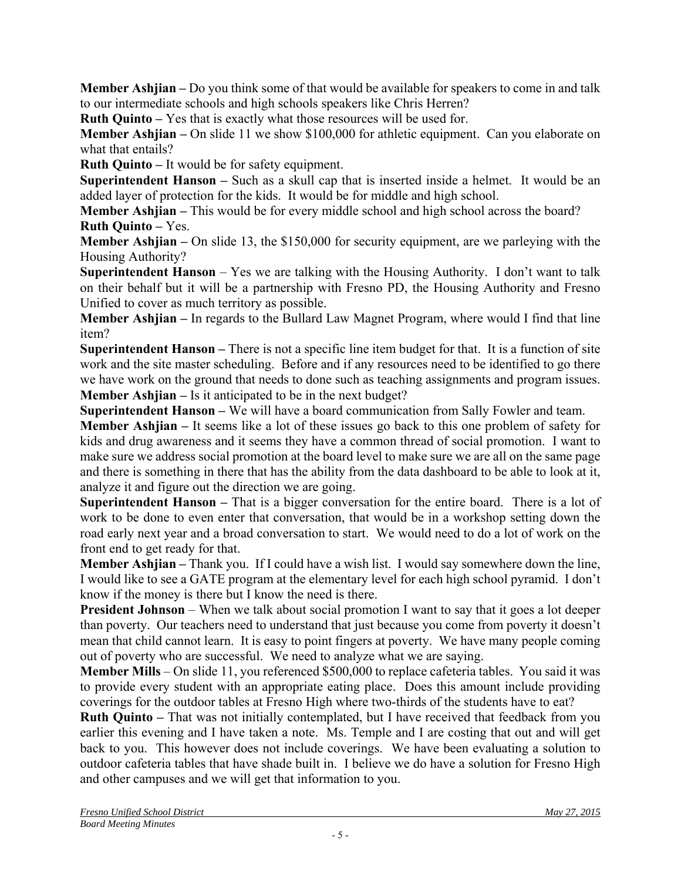**Member Ashjian –** Do you think some of that would be available for speakers to come in and talk to our intermediate schools and high schools speakers like Chris Herren?

**Ruth Quinto –** Yes that is exactly what those resources will be used for.

**Member Ashjian –** On slide 11 we show $100,000 for athletic equipment. Can you elaborate on what that entails?

**Ruth Quinto –** It would be for safety equipment.

**Superintendent Hanson –** Such as a skull cap that is inserted inside a helmet. It would be an added layer of protection for the kids. It would be for middle and high school.

**Member Ashjian –** This would be for every middle school and high school across the board?

**Ruth Quinto –** Yes.

**Member Ashjian –** On slide 13, the $150,000 for security equipment, are we parleying with the Housing Authority?

**Superintendent Hanson** – Yes we are talking with the Housing Authority. I don't want to talk on their behalf but it will be a partnership with Fresno PD, the Housing Authority and Fresno Unified to cover as much territory as possible.

**Member Ashjian –** In regards to the Bullard Law Magnet Program, where would I find that line item?

**Superintendent Hanson –** There is not a specific line item budget for that. It is a function of site work and the site master scheduling. Before and if any resources need to be identified to go there we have work on the ground that needs to done such as teaching assignments and program issues.

**Member Ashjian –** Is it anticipated to be in the next budget?

**Superintendent Hanson –** We will have a board communication from Sally Fowler and team.

**Member Ashjian –** It seems like a lot of these issues go back to this one problem of safety for kids and drug awareness and it seems they have a common thread of social promotion. I want to make sure we address social promotion at the board level to make sure we are all on the same page and there is something in there that has the ability from the data dashboard to be able to look at it, analyze it and figure out the direction we are going.

**Superintendent Hanson –** That is a bigger conversation for the entire board. There is a lot of work to be done to even enter that conversation, that would be in a workshop setting down the road early next year and a broad conversation to start. We would need to do a lot of work on the front end to get ready for that.

**Member Ashjian –** Thank you. If I could have a wish list. I would say somewhere down the line, I would like to see a GATE program at the elementary level for each high school pyramid. I don't know if the money is there but I know the need is there.

**President Johnson** – When we talk about social promotion I want to say that it goes a lot deeper than poverty. Our teachers need to understand that just because you come from poverty it doesn't mean that child cannot learn. It is easy to point fingers at poverty. We have many people coming out of poverty who are successful. We need to analyze what we are saying.

**Member Mills** – On slide 11, you referenced $500,000 to replace cafeteria tables. You said it was to provide every student with an appropriate eating place. Does this amount include providing coverings for the outdoor tables at Fresno High where two-thirds of the students have to eat?

**Ruth Quinto –** That was not initially contemplated, but I have received that feedback from you earlier this evening and I have taken a note. Ms. Temple and I are costing that out and will get back to you. This however does not include coverings. We have been evaluating a solution to outdoor cafeteria tables that have shade built in. I believe we do have a solution for Fresno High and other campuses and we will get that information to you.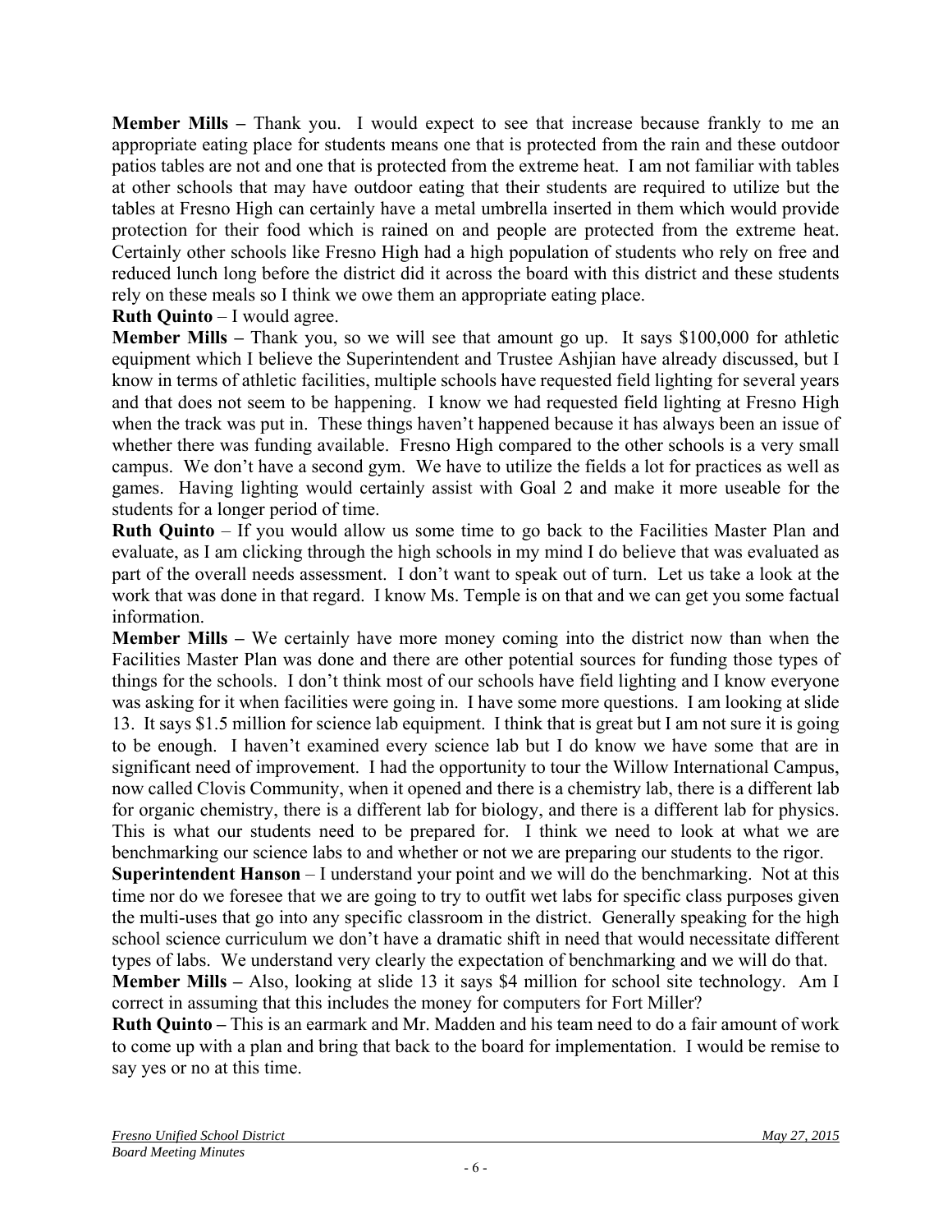**Member Mills –** Thank you. I would expect to see that increase because frankly to me an appropriate eating place for students means one that is protected from the rain and these outdoor patios tables are not and one that is protected from the extreme heat. I am not familiar with tables at other schools that may have outdoor eating that their students are required to utilize but the tables at Fresno High can certainly have a metal umbrella inserted in them which would provide protection for their food which is rained on and people are protected from the extreme heat. Certainly other schools like Fresno High had a high population of students who rely on free and reduced lunch long before the district did it across the board with this district and these students rely on these meals so I think we owe them an appropriate eating place.

**Ruth Quinto** – I would agree.

**Member Mills –** Thank you, so we will see that amount go up. It says $100,000 for athletic equipment which I believe the Superintendent and Trustee Ashjian have already discussed, but I know in terms of athletic facilities, multiple schools have requested field lighting for several years and that does not seem to be happening. I know we had requested field lighting at Fresno High when the track was put in. These things haven't happened because it has always been an issue of whether there was funding available. Fresno High compared to the other schools is a very small campus. We don't have a second gym. We have to utilize the fields a lot for practices as well as games. Having lighting would certainly assist with Goal 2 and make it more useable for the students for a longer period of time.

**Ruth Quinto** – If you would allow us some time to go back to the Facilities Master Plan and evaluate, as I am clicking through the high schools in my mind I do believe that was evaluated as part of the overall needs assessment. I don't want to speak out of turn. Let us take a look at the work that was done in that regard. I know Ms. Temple is on that and we can get you some factual information.

**Member Mills –** We certainly have more money coming into the district now than when the Facilities Master Plan was done and there are other potential sources for funding those types of things for the schools. I don't think most of our schools have field lighting and I know everyone was asking for it when facilities were going in. I have some more questions. I am looking at slide 13. It says $1.5 million for science lab equipment. I think that is great but I am not sure it is going to be enough. I haven't examined every science lab but I do know we have some that are in significant need of improvement. I had the opportunity to tour the Willow International Campus, now called Clovis Community, when it opened and there is a chemistry lab, there is a different lab for organic chemistry, there is a different lab for biology, and there is a different lab for physics. This is what our students need to be prepared for. I think we need to look at what we are benchmarking our science labs to and whether or not we are preparing our students to the rigor.

**Superintendent Hanson** – I understand your point and we will do the benchmarking. Not at this time nor do we foresee that we are going to try to outfit wet labs for specific class purposes given the multi-uses that go into any specific classroom in the district. Generally speaking for the high school science curriculum we don't have a dramatic shift in need that would necessitate different types of labs. We understand very clearly the expectation of benchmarking and we will do that.

**Member Mills –** Also, looking at slide 13 it says $4 million for school site technology. Am I correct in assuming that this includes the money for computers for Fort Miller?

**Ruth Quinto –** This is an earmark and Mr. Madden and his team need to do a fair amount of work to come up with a plan and bring that back to the board for implementation. I would be remise to say yes or no at this time.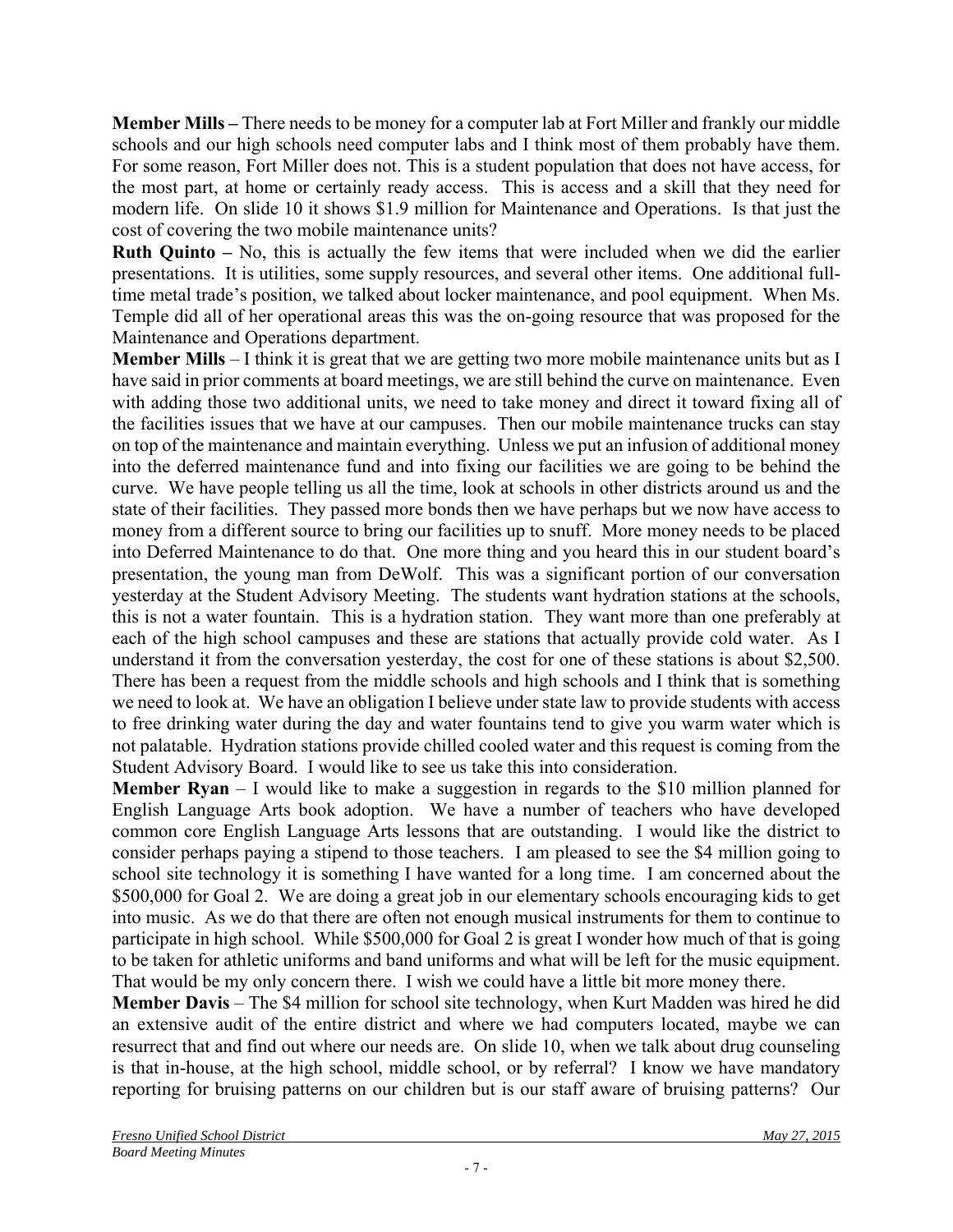**Member Mills –** There needs to be money for a computer lab at Fort Miller and frankly our middle schools and our high schools need computer labs and I think most of them probably have them. For some reason, Fort Miller does not. This is a student population that does not have access, for the most part, at home or certainly ready access. This is access and a skill that they need for modern life. On slide 10 it shows $1.9 million for Maintenance and Operations. Is that just the cost of covering the two mobile maintenance units?

**Ruth Quinto –** No, this is actually the few items that were included when we did the earlier presentations. It is utilities, some supply resources, and several other items. One additional full-time metal trade's position, we talked about locker maintenance, and pool equipment. When Ms. Temple did all of her operational areas this was the on-going resource that was proposed for the Maintenance and Operations department.

**Member Mills** – I think it is great that we are getting two more mobile maintenance units but as I have said in prior comments at board meetings, we are still behind the curve on maintenance. Even with adding those two additional units, we need to take money and direct it toward fixing all of the facilities issues that we have at our campuses. Then our mobile maintenance trucks can stay on top of the maintenance and maintain everything. Unless we put an infusion of additional money into the deferred maintenance fund and into fixing our facilities we are going to be behind the curve. We have people telling us all the time, look at schools in other districts around us and the state of their facilities. They passed more bonds then we have perhaps but we now have access to money from a different source to bring our facilities up to snuff. More money needs to be placed into Deferred Maintenance to do that. One more thing and you heard this in our student board's presentation, the young man from DeWolf. This was a significant portion of our conversation yesterday at the Student Advisory Meeting. The students want hydration stations at the schools, this is not a water fountain. This is a hydration station. They want more than one preferably at each of the high school campuses and these are stations that actually provide cold water. As I understand it from the conversation yesterday, the cost for one of these stations is about $2,500. There has been a request from the middle schools and high schools and I think that is something we need to look at. We have an obligation I believe under state law to provide students with access to free drinking water during the day and water fountains tend to give you warm water which is not palatable. Hydration stations provide chilled cooled water and this request is coming from the Student Advisory Board. I would like to see us take this into consideration.

**Member Ryan** – I would like to make a suggestion in regards to the $10 million planned for English Language Arts book adoption. We have a number of teachers who have developed common core English Language Arts lessons that are outstanding. I would like the district to consider perhaps paying a stipend to those teachers. I am pleased to see the $4 million going to school site technology it is something I have wanted for a long time. I am concerned about the $500,000 for Goal 2. We are doing a great job in our elementary schools encouraging kids to get into music. As we do that there are often not enough musical instruments for them to continue to participate in high school. While $500,000 for Goal 2 is great I wonder how much of that is going to be taken for athletic uniforms and band uniforms and what will be left for the music equipment. That would be my only concern there. I wish we could have a little bit more money there.

**Member Davis** – The $4 million for school site technology, when Kurt Madden was hired he did an extensive audit of the entire district and where we had computers located, maybe we can resurrect that and find out where our needs are. On slide 10, when we talk about drug counseling is that in-house, at the high school, middle school, or by referral? I know we have mandatory reporting for bruising patterns on our children but is our staff aware of bruising patterns? Our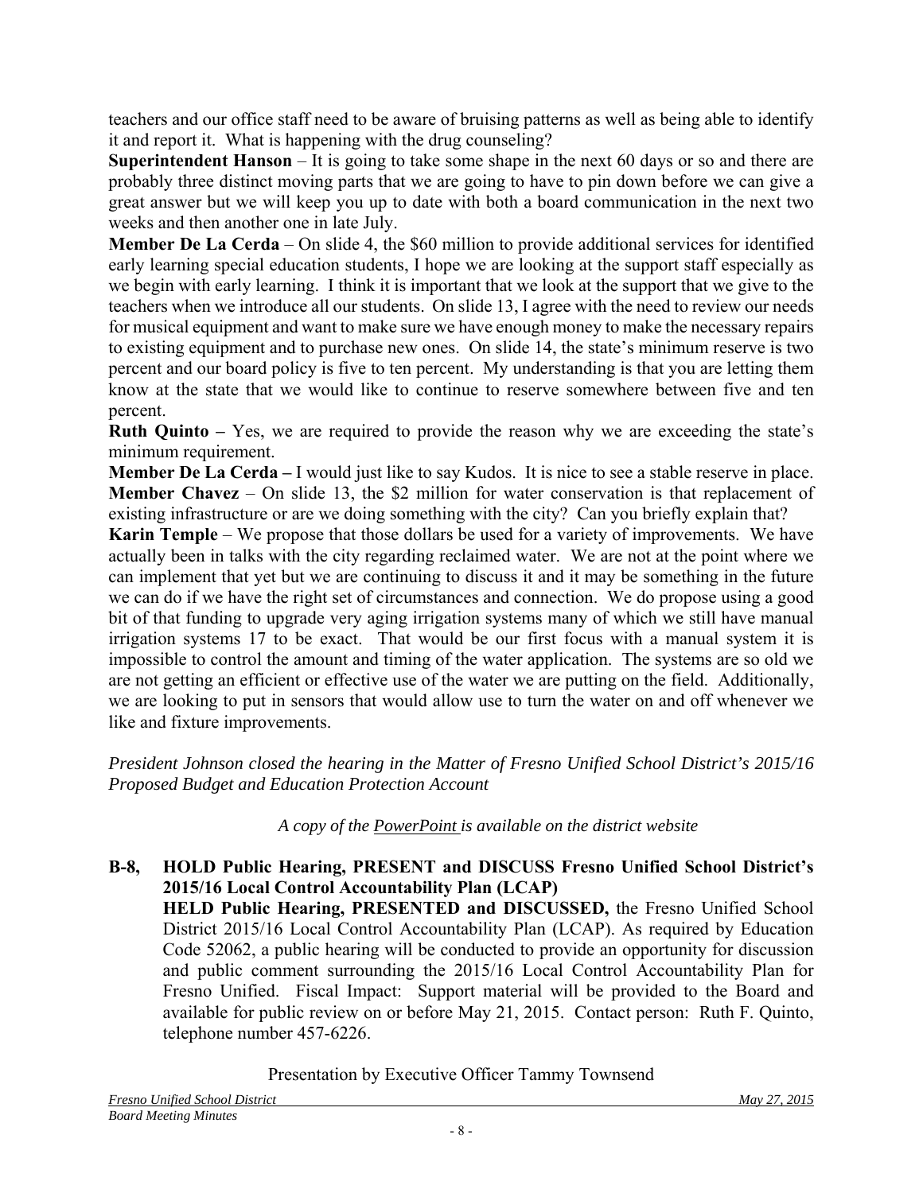teachers and our office staff need to be aware of bruising patterns as well as being able to identify it and report it. What is happening with the drug counseling?

**Superintendent Hanson** – It is going to take some shape in the next 60 days or so and there are probably three distinct moving parts that we are going to have to pin down before we can give a great answer but we will keep you up to date with both a board communication in the next two weeks and then another one in late July.

**Member De La Cerda** – On slide 4, the $60 million to provide additional services for identified early learning special education students, I hope we are looking at the support staff especially as we begin with early learning. I think it is important that we look at the support that we give to the teachers when we introduce all our students. On slide 13, I agree with the need to review our needs for musical equipment and want to make sure we have enough money to make the necessary repairs to existing equipment and to purchase new ones. On slide 14, the state's minimum reserve is two percent and our board policy is five to ten percent. My understanding is that you are letting them know at the state that we would like to continue to reserve somewhere between five and ten percent.

**Ruth Quinto –** Yes, we are required to provide the reason why we are exceeding the state's minimum requirement.

**Member De La Cerda –** I would just like to say Kudos. It is nice to see a stable reserve in place.

**Member Chavez** – On slide 13, the $2 million for water conservation is that replacement of existing infrastructure or are we doing something with the city? Can you briefly explain that?

**Karin Temple** – We propose that those dollars be used for a variety of improvements. We have actually been in talks with the city regarding reclaimed water. We are not at the point where we can implement that yet but we are continuing to discuss it and it may be something in the future we can do if we have the right set of circumstances and connection. We do propose using a good bit of that funding to upgrade very aging irrigation systems many of which we still have manual irrigation systems 17 to be exact. That would be our first focus with a manual system it is impossible to control the amount and timing of the water application. The systems are so old we are not getting an efficient or effective use of the water we are putting on the field. Additionally, we are looking to put in sensors that would allow use to turn the water on and off whenever we like and fixture improvements.

*President Johnson closed the hearing in the Matter of Fresno Unified School District's 2015/16 Proposed Budget and Education Protection Account*

*A copy of the PowerPoint is available on the district website*

**B-8, HOLD Public Hearing, PRESENT and DISCUSS Fresno Unified School District's 2015/16 Local Control Accountability Plan (LCAP)**

**HELD Public Hearing, PRESENTED and DISCUSSED,** the Fresno Unified School District 2015/16 Local Control Accountability Plan (LCAP). As required by Education Code 52062, a public hearing will be conducted to provide an opportunity for discussion and public comment surrounding the 2015/16 Local Control Accountability Plan for Fresno Unified. Fiscal Impact: Support material will be provided to the Board and available for public review on or before May 21, 2015. Contact person: Ruth F. Quinto, telephone number 457-6226.

Presentation by Executive Officer Tammy Townsend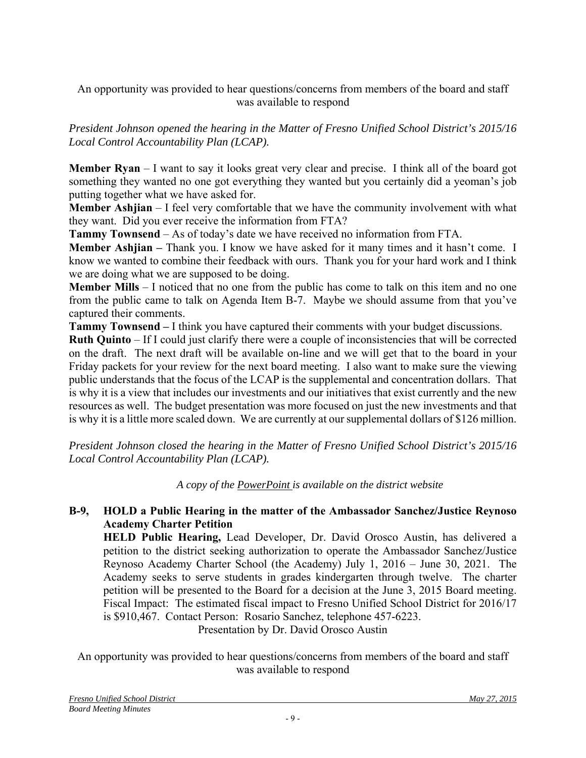An opportunity was provided to hear questions/concerns from members of the board and staff was available to respond

*President Johnson opened the hearing in the Matter of Fresno Unified School District's 2015/16 Local Control Accountability Plan (LCAP).*

**Member Ryan** – I want to say it looks great very clear and precise. I think all of the board got something they wanted no one got everything they wanted but you certainly did a yeoman's job putting together what we have asked for.

**Member Ashjian** – I feel very comfortable that we have the community involvement with what they want. Did you ever receive the information from FTA?

**Tammy Townsend** – As of today's date we have received no information from FTA.

**Member Ashjian –** Thank you. I know we have asked for it many times and it hasn't come. I know we wanted to combine their feedback with ours. Thank you for your hard work and I think we are doing what we are supposed to be doing.

**Member Mills** – I noticed that no one from the public has come to talk on this item and no one from the public came to talk on Agenda Item B-7. Maybe we should assume from that you've captured their comments.

**Tammy Townsend –** I think you have captured their comments with your budget discussions.

**Ruth Quinto** – If I could just clarify there were a couple of inconsistencies that will be corrected on the draft. The next draft will be available on-line and we will get that to the board in your Friday packets for your review for the next board meeting. I also want to make sure the viewing public understands that the focus of the LCAP is the supplemental and concentration dollars. That is why it is a view that includes our investments and our initiatives that exist currently and the new resources as well. The budget presentation was more focused on just the new investments and that is why it is a little more scaled down. We are currently at our supplemental dollars of $126 million.

*President Johnson closed the hearing in the Matter of Fresno Unified School District's 2015/16 Local Control Accountability Plan (LCAP).*

*A copy of the PowerPoint is available on the district website*

**B-9, HOLD a Public Hearing in the matter of the Ambassador Sanchez/Justice Reynoso Academy Charter Petition**

**HELD Public Hearing,** Lead Developer, Dr. David Orosco Austin, has delivered a petition to the district seeking authorization to operate the Ambassador Sanchez/Justice Reynoso Academy Charter School (the Academy) July 1, 2016 – June 30, 2021. The Academy seeks to serve students in grades kindergarten through twelve. The charter petition will be presented to the Board for a decision at the June 3, 2015 Board meeting. Fiscal Impact: The estimated fiscal impact to Fresno Unified School District for 2016/17 is $910,467. Contact Person: Rosario Sanchez, telephone 457-6223.

Presentation by Dr. David Orosco Austin

An opportunity was provided to hear questions/concerns from members of the board and staff was available to respond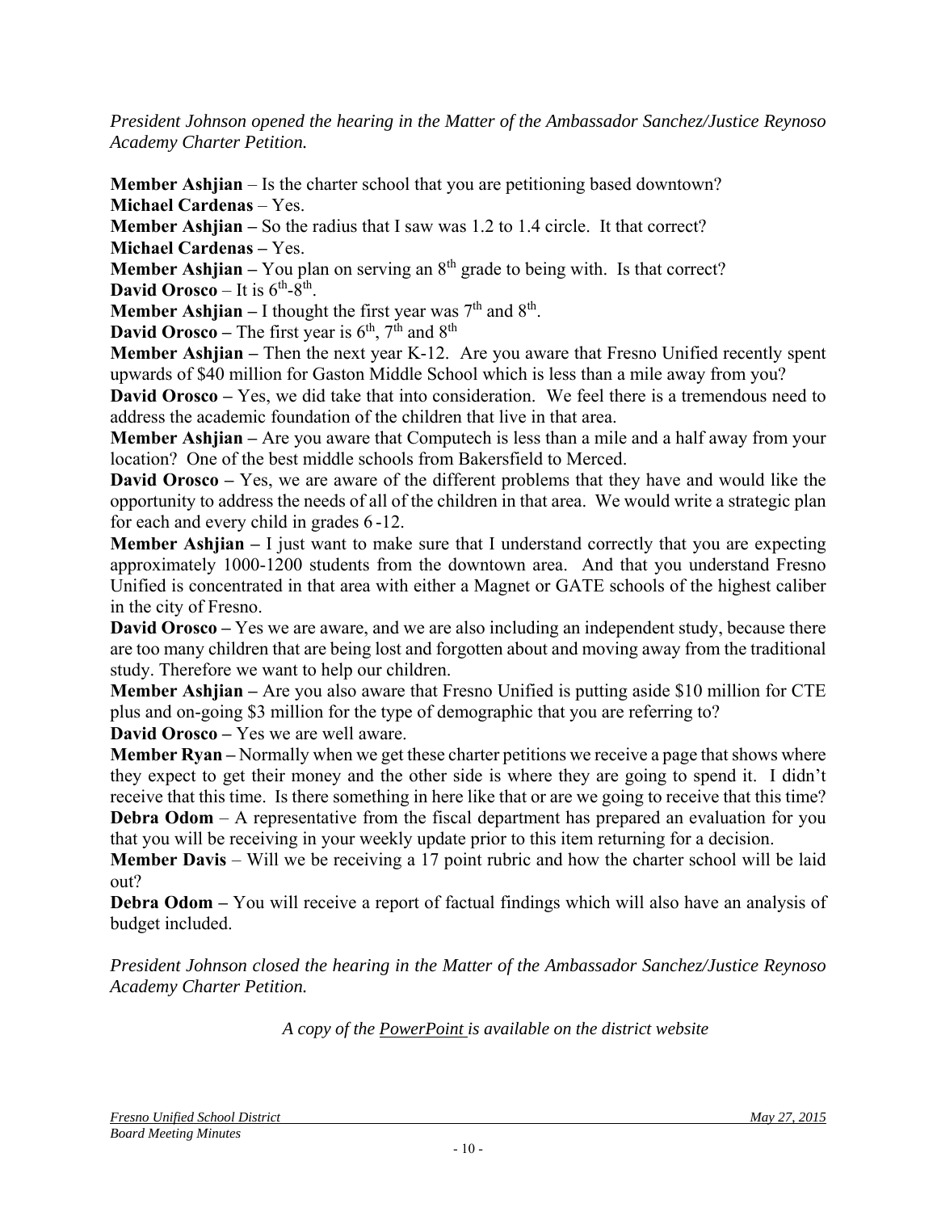*President Johnson opened the hearing in the Matter of the Ambassador Sanchez/Justice Reynoso Academy Charter Petition.*

**Member Ashjian** – Is the charter school that you are petitioning based downtown?
**Michael Cardenas** – Yes.
**Member Ashjian –** So the radius that I saw was 1.2 to 1.4 circle. It that correct?
**Michael Cardenas –** Yes.
**Member Ashjian –** You plan on serving an 8th grade to being with. Is that correct?
**David Orosco** – It is 6th-8th.
**Member Ashjian –** I thought the first year was 7th and 8th.
**David Orosco –** The first year is 6th, 7th and 8th
**Member Ashjian –** Then the next year K-12. Are you aware that Fresno Unified recently spent upwards of $40 million for Gaston Middle School which is less than a mile away from you?
**David Orosco –** Yes, we did take that into consideration. We feel there is a tremendous need to address the academic foundation of the children that live in that area.
**Member Ashjian –** Are you aware that Computech is less than a mile and a half away from your location? One of the best middle schools from Bakersfield to Merced.
**David Orosco –** Yes, we are aware of the different problems that they have and would like the opportunity to address the needs of all of the children in that area. We would write a strategic plan for each and every child in grades 6 -12.
**Member Ashjian –** I just want to make sure that I understand correctly that you are expecting approximately 1000-1200 students from the downtown area. And that you understand Fresno Unified is concentrated in that area with either a Magnet or GATE schools of the highest caliber in the city of Fresno.
**David Orosco –** Yes we are aware, and we are also including an independent study, because there are too many children that are being lost and forgotten about and moving away from the traditional study. Therefore we want to help our children.
**Member Ashjian –** Are you also aware that Fresno Unified is putting aside $10 million for CTE plus and on-going $3 million for the type of demographic that you are referring to?
**David Orosco –** Yes we are well aware.
**Member Ryan –** Normally when we get these charter petitions we receive a page that shows where they expect to get their money and the other side is where they are going to spend it. I didn't receive that this time. Is there something in here like that or are we going to receive that this time?
**Debra Odom** – A representative from the fiscal department has prepared an evaluation for you that you will be receiving in your weekly update prior to this item returning for a decision.
**Member Davis** – Will we be receiving a 17 point rubric and how the charter school will be laid out?
**Debra Odom –** You will receive a report of factual findings which will also have an analysis of budget included.

*President Johnson closed the hearing in the Matter of the Ambassador Sanchez/Justice Reynoso Academy Charter Petition.*

*A copy of the PowerPoint is available on the district website*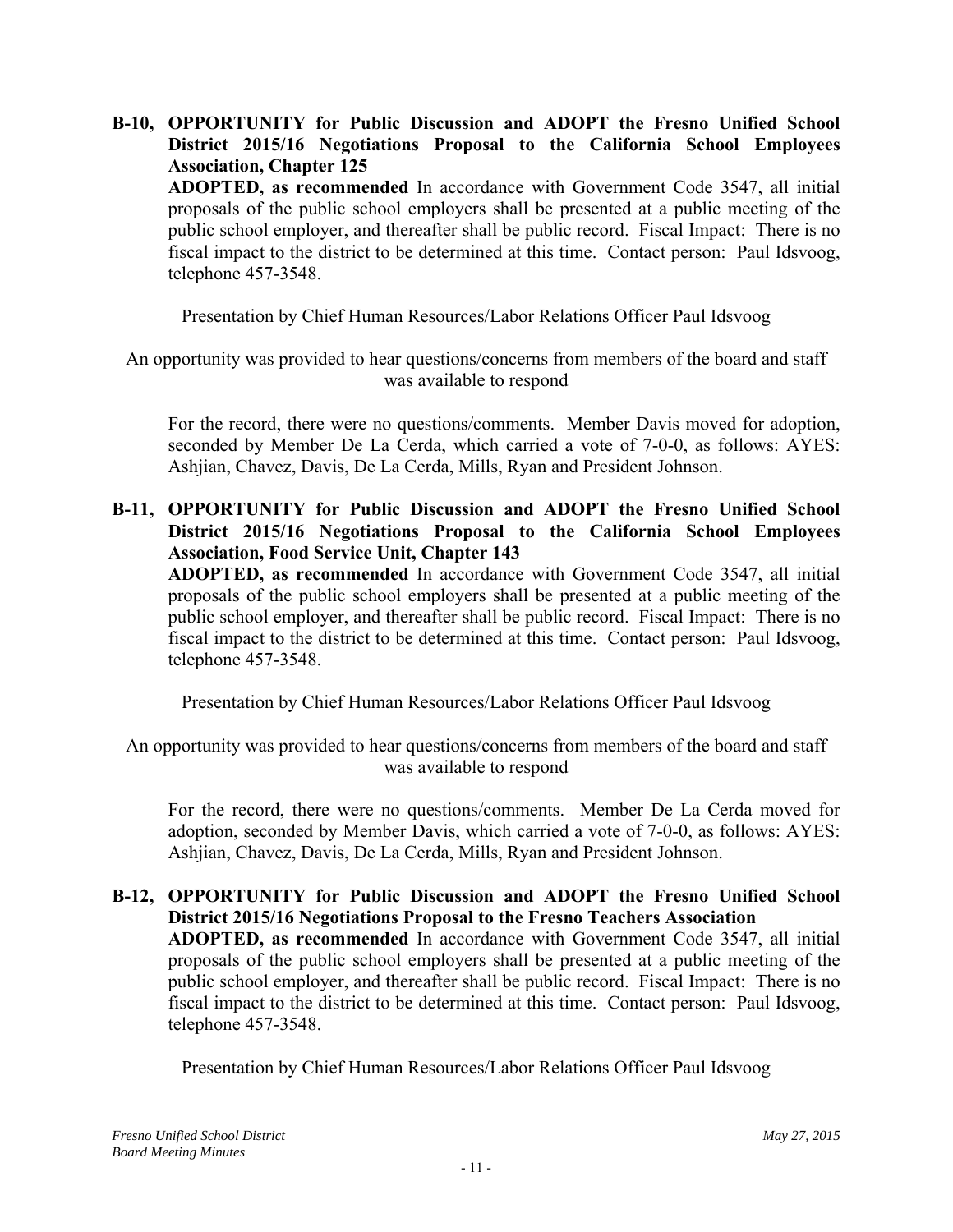**B-10, OPPORTUNITY for Public Discussion and ADOPT the Fresno Unified School District 2015/16 Negotiations Proposal to the California School Employees Association, Chapter 125**
**ADOPTED, as recommended** In accordance with Government Code 3547, all initial proposals of the public school employers shall be presented at a public meeting of the public school employer, and thereafter shall be public record. Fiscal Impact: There is no fiscal impact to the district to be determined at this time. Contact person: Paul Idsvoog, telephone 457-3548.

Presentation by Chief Human Resources/Labor Relations Officer Paul Idsvoog

An opportunity was provided to hear questions/concerns from members of the board and staff was available to respond

For the record, there were no questions/comments. Member Davis moved for adoption, seconded by Member De La Cerda, which carried a vote of 7-0-0, as follows: AYES: Ashjian, Chavez, Davis, De La Cerda, Mills, Ryan and President Johnson.

**B-11, OPPORTUNITY for Public Discussion and ADOPT the Fresno Unified School District 2015/16 Negotiations Proposal to the California School Employees Association, Food Service Unit, Chapter 143**
**ADOPTED, as recommended** In accordance with Government Code 3547, all initial proposals of the public school employers shall be presented at a public meeting of the public school employer, and thereafter shall be public record. Fiscal Impact: There is no fiscal impact to the district to be determined at this time. Contact person: Paul Idsvoog, telephone 457-3548.

Presentation by Chief Human Resources/Labor Relations Officer Paul Idsvoog

An opportunity was provided to hear questions/concerns from members of the board and staff was available to respond

For the record, there were no questions/comments. Member De La Cerda moved for adoption, seconded by Member Davis, which carried a vote of 7-0-0, as follows: AYES: Ashjian, Chavez, Davis, De La Cerda, Mills, Ryan and President Johnson.

**B-12, OPPORTUNITY for Public Discussion and ADOPT the Fresno Unified School District 2015/16 Negotiations Proposal to the Fresno Teachers Association**
**ADOPTED, as recommended** In accordance with Government Code 3547, all initial proposals of the public school employers shall be presented at a public meeting of the public school employer, and thereafter shall be public record. Fiscal Impact: There is no fiscal impact to the district to be determined at this time. Contact person: Paul Idsvoog, telephone 457-3548.

Presentation by Chief Human Resources/Labor Relations Officer Paul Idsvoog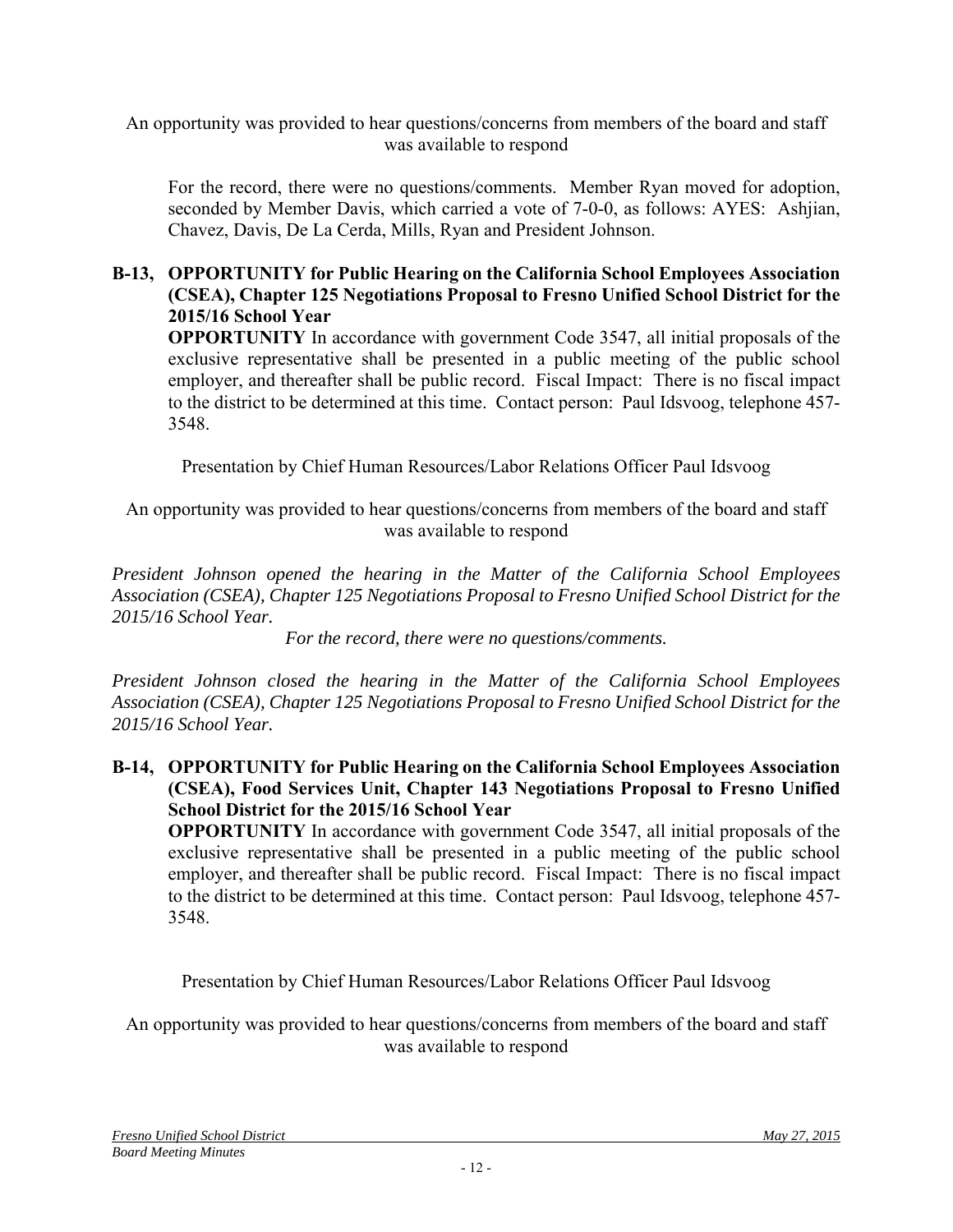An opportunity was provided to hear questions/concerns from members of the board and staff was available to respond

For the record, there were no questions/comments. Member Ryan moved for adoption, seconded by Member Davis, which carried a vote of 7-0-0, as follows: AYES: Ashjian, Chavez, Davis, De La Cerda, Mills, Ryan and President Johnson.

**B-13, OPPORTUNITY for Public Hearing on the California School Employees Association (CSEA), Chapter 125 Negotiations Proposal to Fresno Unified School District for the 2015/16 School Year**

**OPPORTUNITY** In accordance with government Code 3547, all initial proposals of the exclusive representative shall be presented in a public meeting of the public school employer, and thereafter shall be public record. Fiscal Impact: There is no fiscal impact to the district to be determined at this time. Contact person: Paul Idsvoog, telephone 457-3548.

Presentation by Chief Human Resources/Labor Relations Officer Paul Idsvoog

An opportunity was provided to hear questions/concerns from members of the board and staff was available to respond

*President Johnson opened the hearing in the Matter of the California School Employees Association (CSEA), Chapter 125 Negotiations Proposal to Fresno Unified School District for the 2015/16 School Year.*

*For the record, there were no questions/comments.*

*President Johnson closed the hearing in the Matter of the California School Employees Association (CSEA), Chapter 125 Negotiations Proposal to Fresno Unified School District for the 2015/16 School Year.*

**B-14, OPPORTUNITY for Public Hearing on the California School Employees Association (CSEA), Food Services Unit, Chapter 143 Negotiations Proposal to Fresno Unified School District for the 2015/16 School Year**

**OPPORTUNITY** In accordance with government Code 3547, all initial proposals of the exclusive representative shall be presented in a public meeting of the public school employer, and thereafter shall be public record. Fiscal Impact: There is no fiscal impact to the district to be determined at this time. Contact person: Paul Idsvoog, telephone 457-3548.

Presentation by Chief Human Resources/Labor Relations Officer Paul Idsvoog

An opportunity was provided to hear questions/concerns from members of the board and staff was available to respond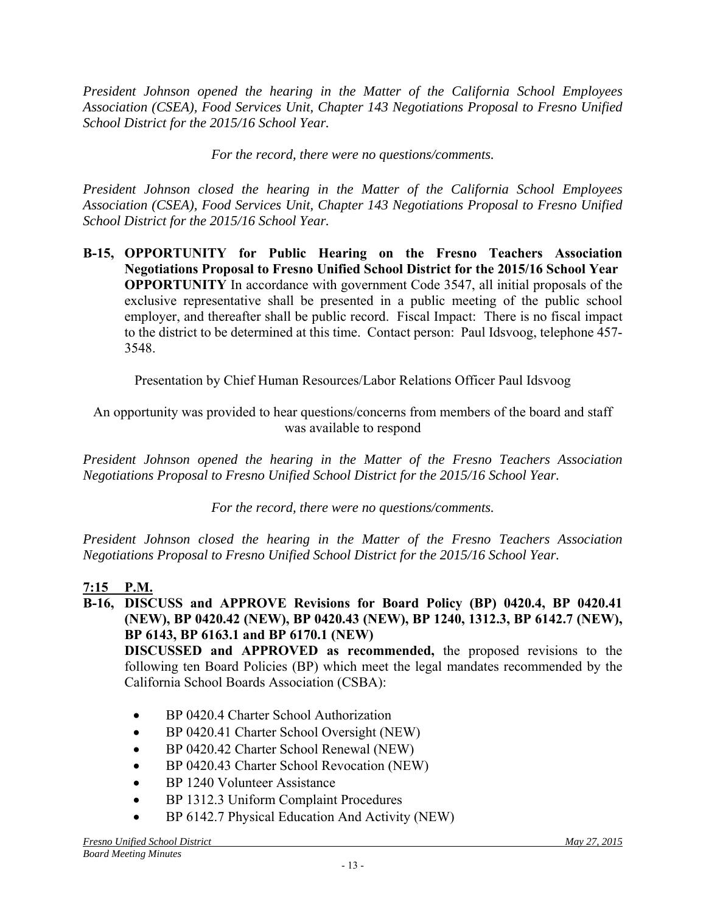*President Johnson opened the hearing in the Matter of the California School Employees Association (CSEA), Food Services Unit, Chapter 143 Negotiations Proposal to Fresno Unified School District for the 2015/16 School Year.*

*For the record, there were no questions/comments.*

*President Johnson closed the hearing in the Matter of the California School Employees Association (CSEA), Food Services Unit, Chapter 143 Negotiations Proposal to Fresno Unified School District for the 2015/16 School Year.*

**B-15, OPPORTUNITY for Public Hearing on the Fresno Teachers Association Negotiations Proposal to Fresno Unified School District for the 2015/16 School Year**
**OPPORTUNITY** In accordance with government Code 3547, all initial proposals of the exclusive representative shall be presented in a public meeting of the public school employer, and thereafter shall be public record. Fiscal Impact: There is no fiscal impact to the district to be determined at this time. Contact person: Paul Idsvoog, telephone 457-3548.

Presentation by Chief Human Resources/Labor Relations Officer Paul Idsvoog

An opportunity was provided to hear questions/concerns from members of the board and staff was available to respond

*President Johnson opened the hearing in the Matter of the Fresno Teachers Association Negotiations Proposal to Fresno Unified School District for the 2015/16 School Year.*

*For the record, there were no questions/comments.*

*President Johnson closed the hearing in the Matter of the Fresno Teachers Association Negotiations Proposal to Fresno Unified School District for the 2015/16 School Year.*

**7:15 P.M.**

**B-16, DISCUSS and APPROVE Revisions for Board Policy (BP) 0420.4, BP 0420.41 (NEW), BP 0420.42 (NEW), BP 0420.43 (NEW), BP 1240, 1312.3, BP 6142.7 (NEW), BP 6143, BP 6163.1 and BP 6170.1 (NEW)**
**DISCUSSED and APPROVED as recommended,** the proposed revisions to the following ten Board Policies (BP) which meet the legal mandates recommended by the California School Boards Association (CSBA):

- BP 0420.4 Charter School Authorization
- BP 0420.41 Charter School Oversight (NEW)
- BP 0420.42 Charter School Renewal (NEW)
- BP 0420.43 Charter School Revocation (NEW)
- BP 1240 Volunteer Assistance
- BP 1312.3 Uniform Complaint Procedures
- BP 6142.7 Physical Education And Activity (NEW)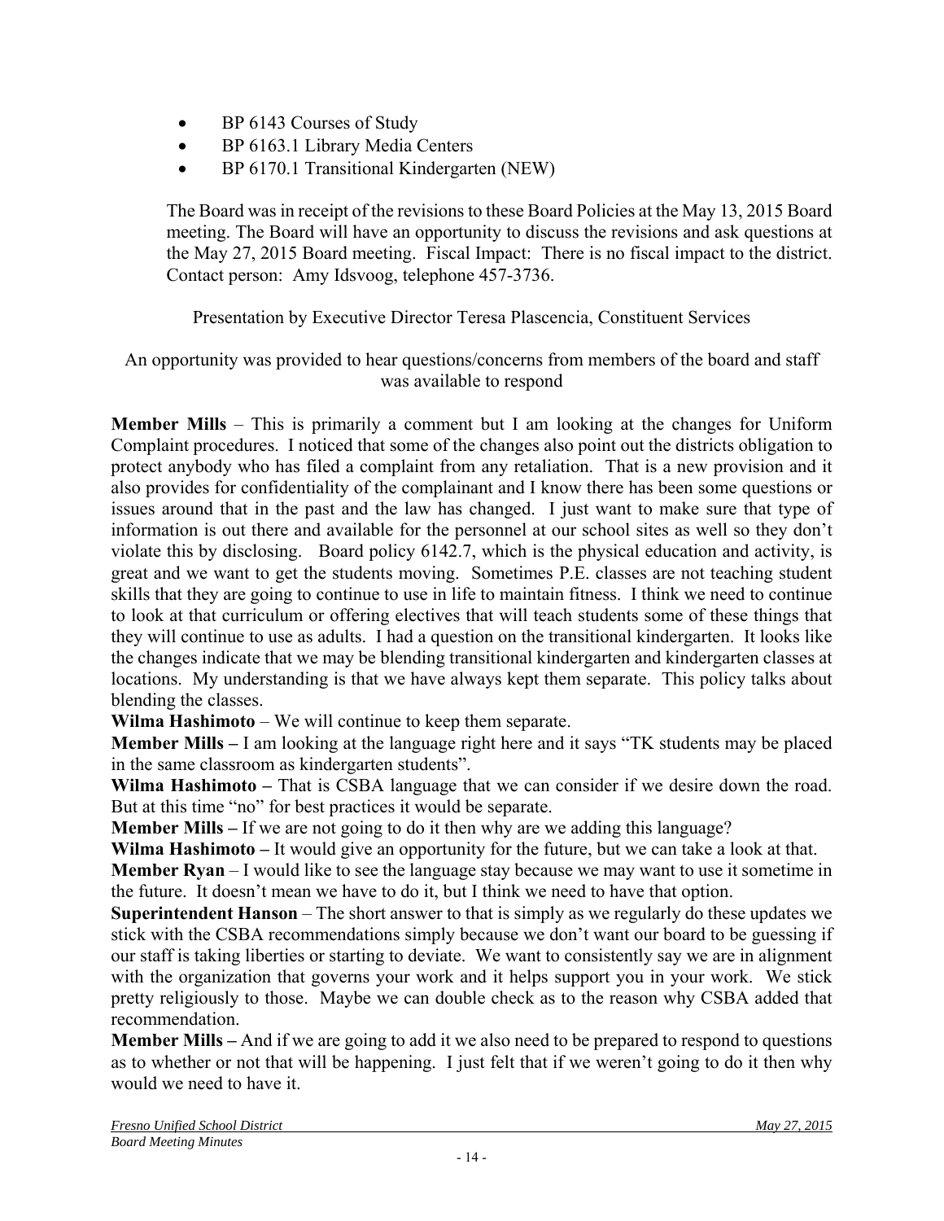- BP 6143 Courses of Study
- BP 6163.1 Library Media Centers
- BP 6170.1 Transitional Kindergarten (NEW)

The Board was in receipt of the revisions to these Board Policies at the May 13, 2015 Board meeting. The Board will have an opportunity to discuss the revisions and ask questions at the May 27, 2015 Board meeting. Fiscal Impact: There is no fiscal impact to the district. Contact person: Amy Idsvoog, telephone 457-3736.

Presentation by Executive Director Teresa Plascencia, Constituent Services

An opportunity was provided to hear questions/concerns from members of the board and staff was available to respond

**Member Mills** – This is primarily a comment but I am looking at the changes for Uniform Complaint procedures. I noticed that some of the changes also point out the districts obligation to protect anybody who has filed a complaint from any retaliation. That is a new provision and it also provides for confidentiality of the complainant and I know there has been some questions or issues around that in the past and the law has changed. I just want to make sure that type of information is out there and available for the personnel at our school sites as well so they don't violate this by disclosing. Board policy 6142.7, which is the physical education and activity, is great and we want to get the students moving. Sometimes P.E. classes are not teaching student skills that they are going to continue to use in life to maintain fitness. I think we need to continue to look at that curriculum or offering electives that will teach students some of these things that they will continue to use as adults. I had a question on the transitional kindergarten. It looks like the changes indicate that we may be blending transitional kindergarten and kindergarten classes at locations. My understanding is that we have always kept them separate. This policy talks about blending the classes.

**Wilma Hashimoto** – We will continue to keep them separate.

**Member Mills –** I am looking at the language right here and it says "TK students may be placed in the same classroom as kindergarten students".

**Wilma Hashimoto –** That is CSBA language that we can consider if we desire down the road. But at this time "no" for best practices it would be separate.

**Member Mills –** If we are not going to do it then why are we adding this language?

**Wilma Hashimoto –** It would give an opportunity for the future, but we can take a look at that.

**Member Ryan** – I would like to see the language stay because we may want to use it sometime in the future. It doesn't mean we have to do it, but I think we need to have that option.

**Superintendent Hanson** – The short answer to that is simply as we regularly do these updates we stick with the CSBA recommendations simply because we don't want our board to be guessing if our staff is taking liberties or starting to deviate. We want to consistently say we are in alignment with the organization that governs your work and it helps support you in your work. We stick pretty religiously to those. Maybe we can double check as to the reason why CSBA added that recommendation.

**Member Mills –** And if we are going to add it we also need to be prepared to respond to questions as to whether or not that will be happening. I just felt that if we weren't going to do it then why would we need to have it.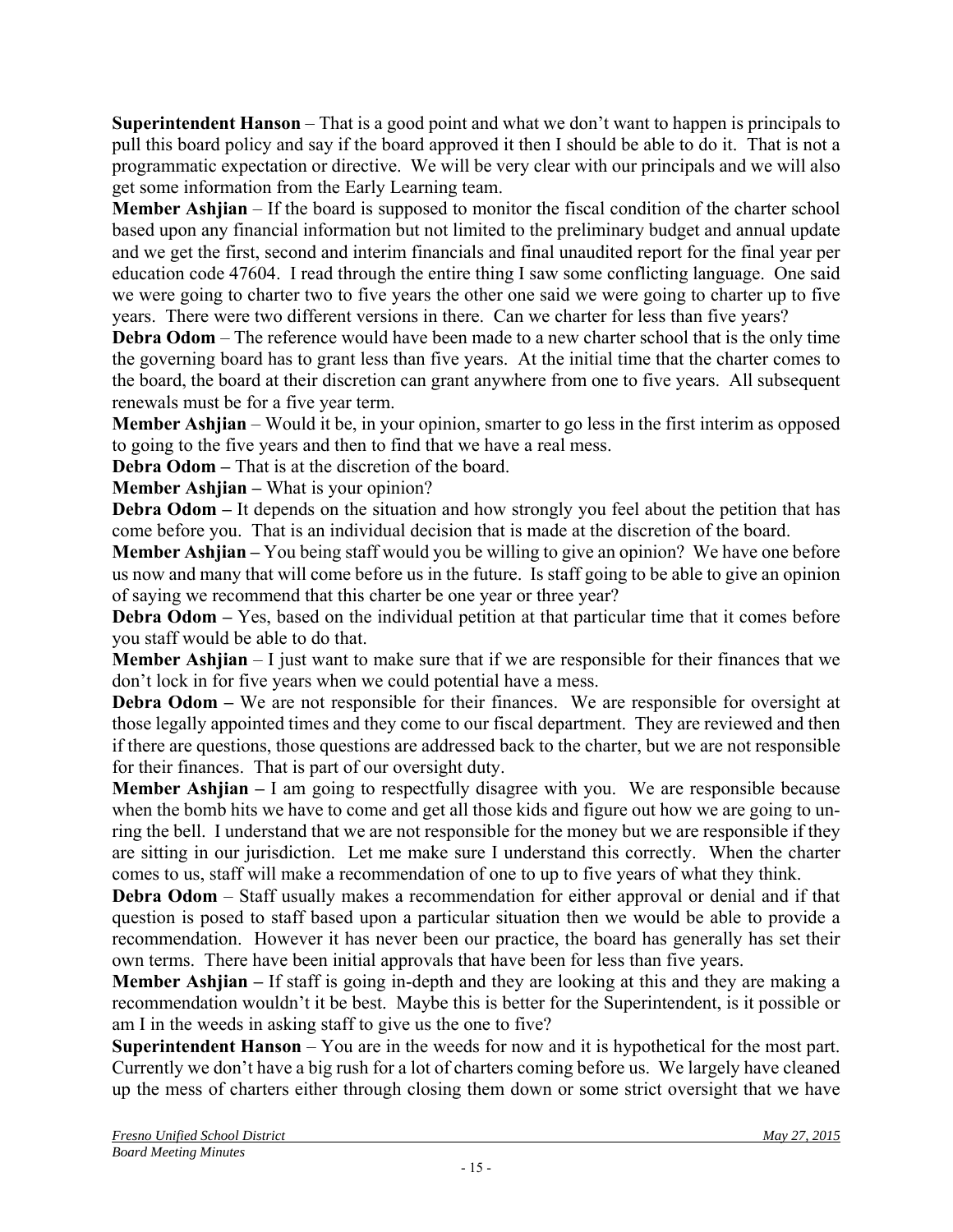**Superintendent Hanson** – That is a good point and what we don't want to happen is principals to pull this board policy and say if the board approved it then I should be able to do it. That is not a programmatic expectation or directive. We will be very clear with our principals and we will also get some information from the Early Learning team.

**Member Ashjian** – If the board is supposed to monitor the fiscal condition of the charter school based upon any financial information but not limited to the preliminary budget and annual update and we get the first, second and interim financials and final unaudited report for the final year per education code 47604. I read through the entire thing I saw some conflicting language. One said we were going to charter two to five years the other one said we were going to charter up to five years. There were two different versions in there. Can we charter for less than five years?

**Debra Odom** – The reference would have been made to a new charter school that is the only time the governing board has to grant less than five years. At the initial time that the charter comes to the board, the board at their discretion can grant anywhere from one to five years. All subsequent renewals must be for a five year term.

**Member Ashjian** – Would it be, in your opinion, smarter to go less in the first interim as opposed to going to the five years and then to find that we have a real mess.

**Debra Odom –** That is at the discretion of the board.

**Member Ashjian –** What is your opinion?

**Debra Odom –** It depends on the situation and how strongly you feel about the petition that has come before you. That is an individual decision that is made at the discretion of the board.

**Member Ashjian –** You being staff would you be willing to give an opinion? We have one before us now and many that will come before us in the future. Is staff going to be able to give an opinion of saying we recommend that this charter be one year or three year?

**Debra Odom –** Yes, based on the individual petition at that particular time that it comes before you staff would be able to do that.

**Member Ashjian** – I just want to make sure that if we are responsible for their finances that we don't lock in for five years when we could potential have a mess.

**Debra Odom –** We are not responsible for their finances. We are responsible for oversight at those legally appointed times and they come to our fiscal department. They are reviewed and then if there are questions, those questions are addressed back to the charter, but we are not responsible for their finances. That is part of our oversight duty.

**Member Ashjian –** I am going to respectfully disagree with you. We are responsible because when the bomb hits we have to come and get all those kids and figure out how we are going to un-ring the bell. I understand that we are not responsible for the money but we are responsible if they are sitting in our jurisdiction. Let me make sure I understand this correctly. When the charter comes to us, staff will make a recommendation of one to up to five years of what they think.

**Debra Odom** – Staff usually makes a recommendation for either approval or denial and if that question is posed to staff based upon a particular situation then we would be able to provide a recommendation. However it has never been our practice, the board has generally has set their own terms. There have been initial approvals that have been for less than five years.

**Member Ashjian –** If staff is going in-depth and they are looking at this and they are making a recommendation wouldn't it be best. Maybe this is better for the Superintendent, is it possible or am I in the weeds in asking staff to give us the one to five?

**Superintendent Hanson** – You are in the weeds for now and it is hypothetical for the most part. Currently we don't have a big rush for a lot of charters coming before us. We largely have cleaned up the mess of charters either through closing them down or some strict oversight that we have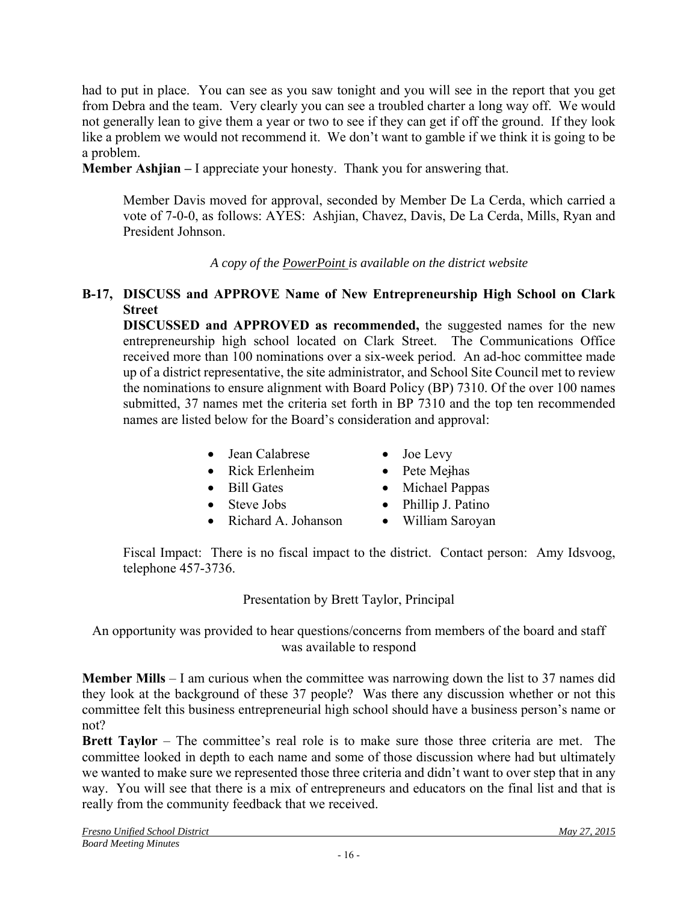had to put in place. You can see as you saw tonight and you will see in the report that you get from Debra and the team. Very clearly you can see a troubled charter a long way off. We would not generally lean to give them a year or two to see if they can get if off the ground. If they look like a problem we would not recommend it. We don't want to gamble if we think it is going to be a problem.

**Member Ashjian –** I appreciate your honesty. Thank you for answering that.

> Member Davis moved for approval, seconded by Member De La Cerda, which carried a vote of 7-0-0, as follows: AYES: Ashjian, Chavez, Davis, De La Cerda, Mills, Ryan and President Johnson.

*A copy of the PowerPoint is available on the district website*

**B-17, DISCUSS and APPROVE Name of New Entrepreneurship High School on Clark Street**

**DISCUSSED and APPROVED as recommended,** the suggested names for the new entrepreneurship high school located on Clark Street. The Communications Office received more than 100 nominations over a six-week period. An ad-hoc committee made up of a district representative, the site administrator, and School Site Council met to review the nominations to ensure alignment with Board Policy (BP) 7310. Of the over 100 names submitted, 37 names met the criteria set forth in BP 7310 and the top ten recommended names are listed below for the Board's consideration and approval:

- Jean Calabrese
- Rick Erlenheim
- Bill Gates
- Steve Jobs
- Richard A. Johanson
- Joe Levy
- Pete Mejhas
- Michael Pappas
- Phillip J. Patino
- William Saroyan

Fiscal Impact: There is no fiscal impact to the district. Contact person: Amy Idsvoog, telephone 457-3736.

Presentation by Brett Taylor, Principal

An opportunity was provided to hear questions/concerns from members of the board and staff was available to respond

**Member Mills** – I am curious when the committee was narrowing down the list to 37 names did they look at the background of these 37 people? Was there any discussion whether or not this committee felt this business entrepreneurial high school should have a business person's name or not?

**Brett Taylor** – The committee's real role is to make sure those three criteria are met. The committee looked in depth to each name and some of those discussion where had but ultimately we wanted to make sure we represented those three criteria and didn't want to over step that in any way. You will see that there is a mix of entrepreneurs and educators on the final list and that is really from the community feedback that we received.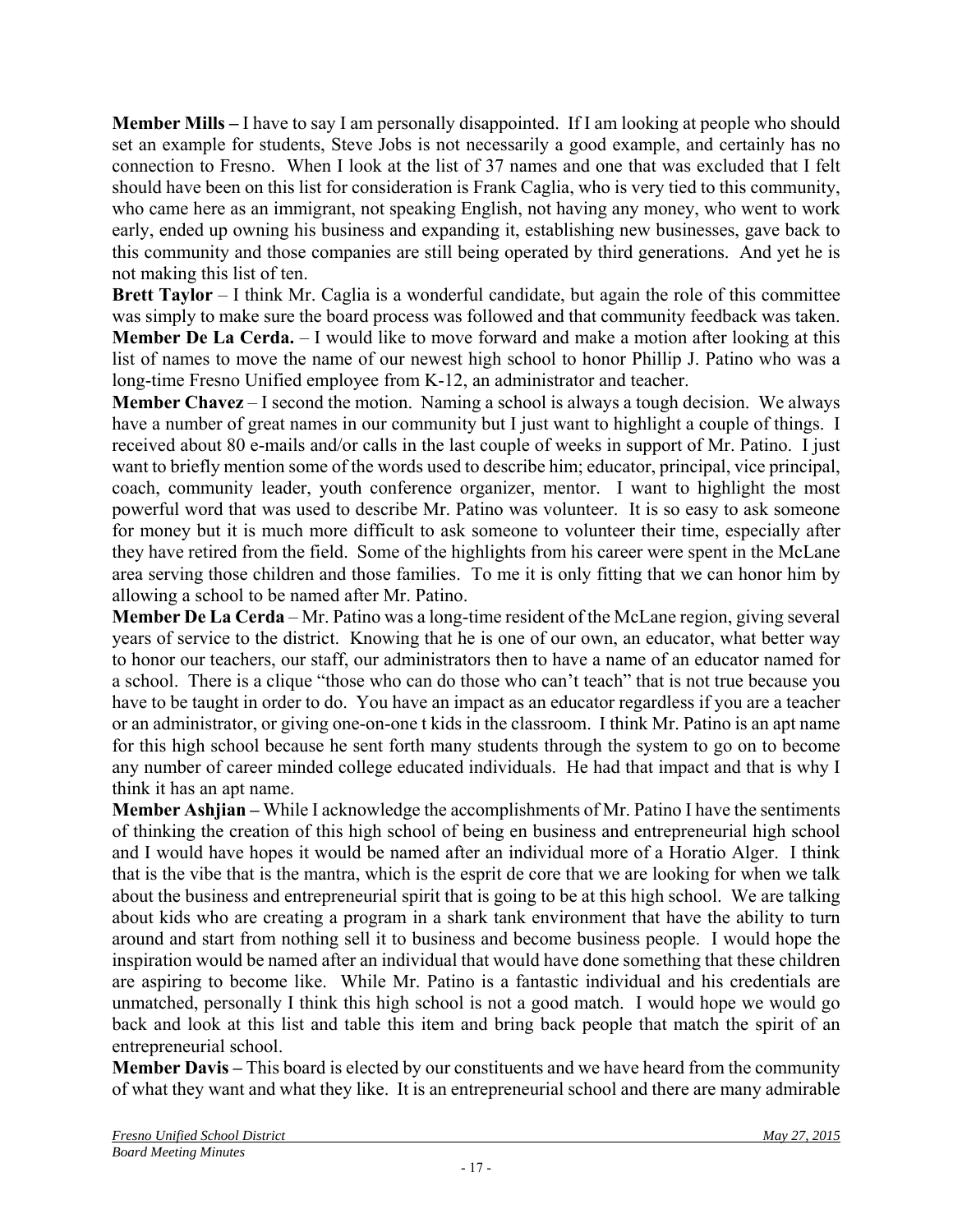**Member Mills –** I have to say I am personally disappointed. If I am looking at people who should set an example for students, Steve Jobs is not necessarily a good example, and certainly has no connection to Fresno. When I look at the list of 37 names and one that was excluded that I felt should have been on this list for consideration is Frank Caglia, who is very tied to this community, who came here as an immigrant, not speaking English, not having any money, who went to work early, ended up owning his business and expanding it, establishing new businesses, gave back to this community and those companies are still being operated by third generations. And yet he is not making this list of ten.

**Brett Taylor** – I think Mr. Caglia is a wonderful candidate, but again the role of this committee was simply to make sure the board process was followed and that community feedback was taken.

**Member De La Cerda.** – I would like to move forward and make a motion after looking at this list of names to move the name of our newest high school to honor Phillip J. Patino who was a long-time Fresno Unified employee from K-12, an administrator and teacher.

**Member Chavez** – I second the motion. Naming a school is always a tough decision. We always have a number of great names in our community but I just want to highlight a couple of things. I received about 80 e-mails and/or calls in the last couple of weeks in support of Mr. Patino. I just want to briefly mention some of the words used to describe him; educator, principal, vice principal, coach, community leader, youth conference organizer, mentor. I want to highlight the most powerful word that was used to describe Mr. Patino was volunteer. It is so easy to ask someone for money but it is much more difficult to ask someone to volunteer their time, especially after they have retired from the field. Some of the highlights from his career were spent in the McLane area serving those children and those families. To me it is only fitting that we can honor him by allowing a school to be named after Mr. Patino.

**Member De La Cerda** – Mr. Patino was a long-time resident of the McLane region, giving several years of service to the district. Knowing that he is one of our own, an educator, what better way to honor our teachers, our staff, our administrators then to have a name of an educator named for a school. There is a clique "those who can do those who can't teach" that is not true because you have to be taught in order to do. You have an impact as an educator regardless if you are a teacher or an administrator, or giving one-on-one t kids in the classroom. I think Mr. Patino is an apt name for this high school because he sent forth many students through the system to go on to become any number of career minded college educated individuals. He had that impact and that is why I think it has an apt name.

**Member Ashjian –** While I acknowledge the accomplishments of Mr. Patino I have the sentiments of thinking the creation of this high school of being en business and entrepreneurial high school and I would have hopes it would be named after an individual more of a Horatio Alger. I think that is the vibe that is the mantra, which is the esprit de core that we are looking for when we talk about the business and entrepreneurial spirit that is going to be at this high school. We are talking about kids who are creating a program in a shark tank environment that have the ability to turn around and start from nothing sell it to business and become business people. I would hope the inspiration would be named after an individual that would have done something that these children are aspiring to become like. While Mr. Patino is a fantastic individual and his credentials are unmatched, personally I think this high school is not a good match. I would hope we would go back and look at this list and table this item and bring back people that match the spirit of an entrepreneurial school.

**Member Davis –** This board is elected by our constituents and we have heard from the community of what they want and what they like. It is an entrepreneurial school and there are many admirable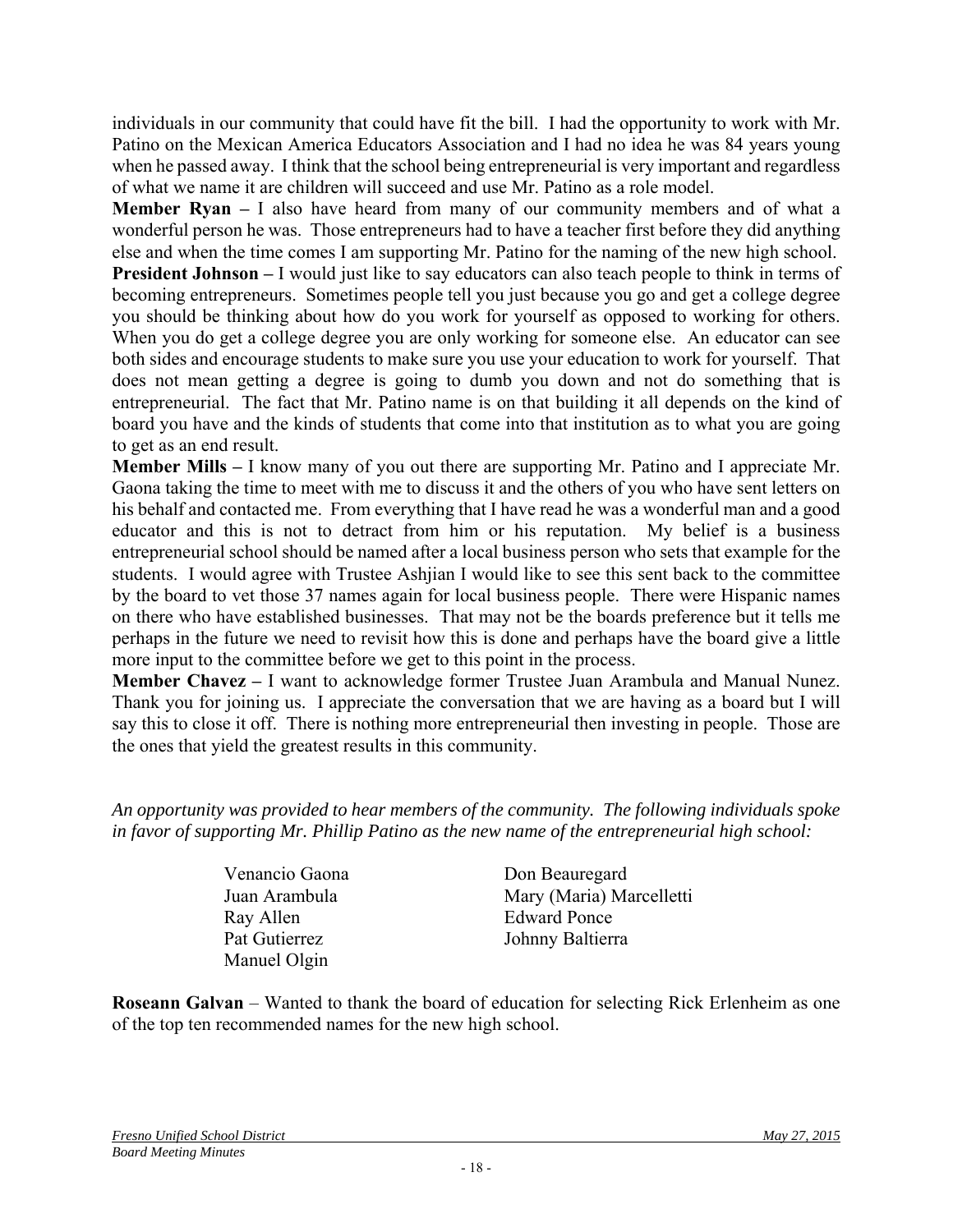individuals in our community that could have fit the bill. I had the opportunity to work with Mr. Patino on the Mexican America Educators Association and I had no idea he was 84 years young when he passed away. I think that the school being entrepreneurial is very important and regardless of what we name it are children will succeed and use Mr. Patino as a role model.

**Member Ryan –** I also have heard from many of our community members and of what a wonderful person he was. Those entrepreneurs had to have a teacher first before they did anything else and when the time comes I am supporting Mr. Patino for the naming of the new high school.

**President Johnson –** I would just like to say educators can also teach people to think in terms of becoming entrepreneurs. Sometimes people tell you just because you go and get a college degree you should be thinking about how do you work for yourself as opposed to working for others. When you do get a college degree you are only working for someone else. An educator can see both sides and encourage students to make sure you use your education to work for yourself. That does not mean getting a degree is going to dumb you down and not do something that is entrepreneurial. The fact that Mr. Patino name is on that building it all depends on the kind of board you have and the kinds of students that come into that institution as to what you are going to get as an end result.

**Member Mills –** I know many of you out there are supporting Mr. Patino and I appreciate Mr. Gaona taking the time to meet with me to discuss it and the others of you who have sent letters on his behalf and contacted me. From everything that I have read he was a wonderful man and a good educator and this is not to detract from him or his reputation. My belief is a business entrepreneurial school should be named after a local business person who sets that example for the students. I would agree with Trustee Ashjian I would like to see this sent back to the committee by the board to vet those 37 names again for local business people. There were Hispanic names on there who have established businesses. That may not be the boards preference but it tells me perhaps in the future we need to revisit how this is done and perhaps have the board give a little more input to the committee before we get to this point in the process.

**Member Chavez –** I want to acknowledge former Trustee Juan Arambula and Manual Nunez. Thank you for joining us. I appreciate the conversation that we are having as a board but I will say this to close it off. There is nothing more entrepreneurial then investing in people. Those are the ones that yield the greatest results in this community.

*An opportunity was provided to hear members of the community. The following individuals spoke in favor of supporting Mr. Phillip Patino as the new name of the entrepreneurial high school:*

- Venancio Gaona
- Juan Arambula
- Ray Allen
- Pat Gutierrez
- Manuel Olgin
- Don Beauregard
- Mary (Maria) Marcelletti
- Edward Ponce
- Johnny Baltierra

**Roseann Galvan** – Wanted to thank the board of education for selecting Rick Erlenheim as one of the top ten recommended names for the new high school.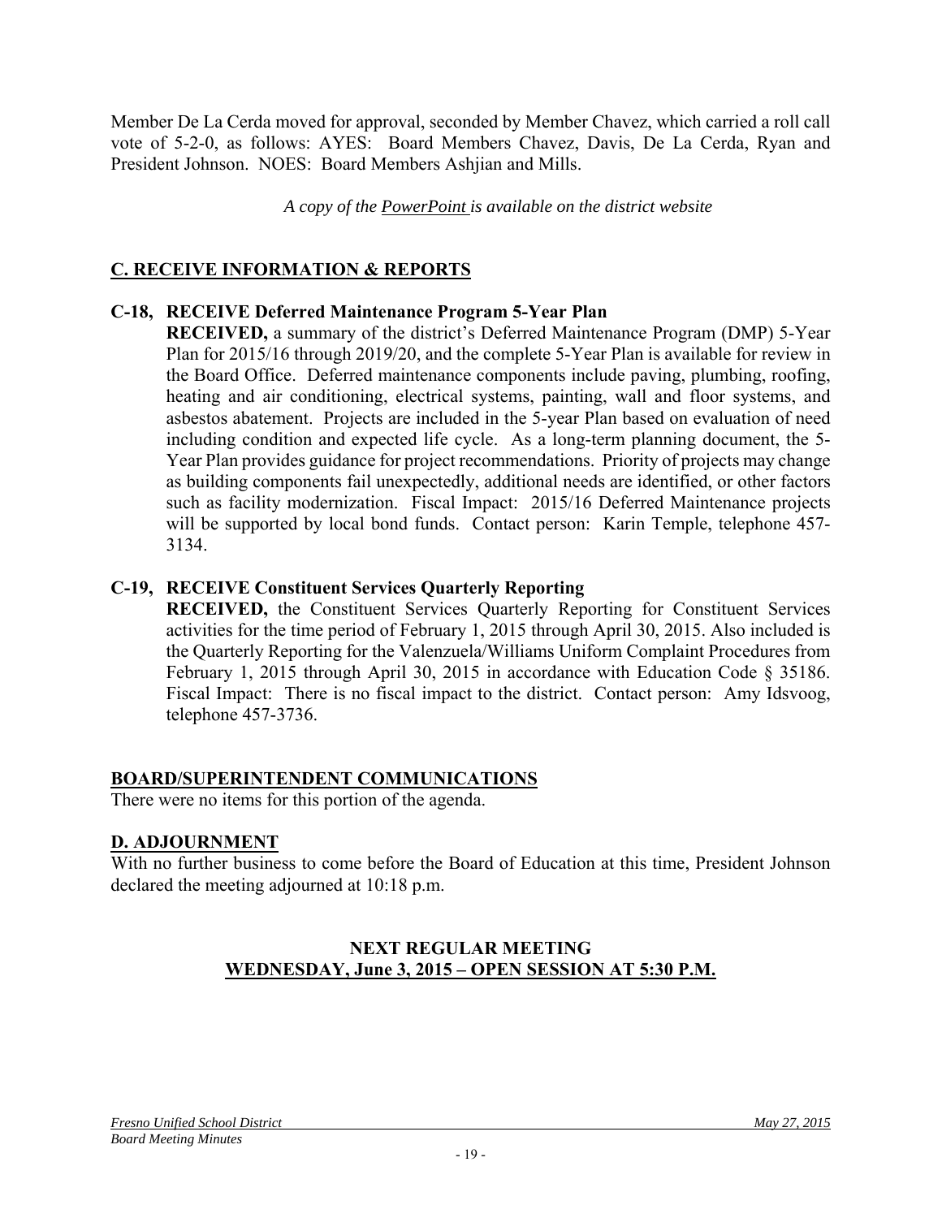Member De La Cerda moved for approval, seconded by Member Chavez, which carried a roll call vote of 5-2-0, as follows: AYES: Board Members Chavez, Davis, De La Cerda, Ryan and President Johnson. NOES: Board Members Ashjian and Mills.

*A copy of the PowerPoint is available on the district website*

## C. RECEIVE INFORMATION & REPORTS

### C-18, RECEIVE Deferred Maintenance Program 5-Year Plan

**RECEIVED,** a summary of the district's Deferred Maintenance Program (DMP) 5-Year Plan for 2015/16 through 2019/20, and the complete 5-Year Plan is available for review in the Board Office. Deferred maintenance components include paving, plumbing, roofing, heating and air conditioning, electrical systems, painting, wall and floor systems, and asbestos abatement. Projects are included in the 5-year Plan based on evaluation of need including condition and expected life cycle. As a long-term planning document, the 5-Year Plan provides guidance for project recommendations. Priority of projects may change as building components fail unexpectedly, additional needs are identified, or other factors such as facility modernization. Fiscal Impact: 2015/16 Deferred Maintenance projects will be supported by local bond funds. Contact person: Karin Temple, telephone 457-3134.

### C-19, RECEIVE Constituent Services Quarterly Reporting

**RECEIVED,** the Constituent Services Quarterly Reporting for Constituent Services activities for the time period of February 1, 2015 through April 30, 2015. Also included is the Quarterly Reporting for the Valenzuela/Williams Uniform Complaint Procedures from February 1, 2015 through April 30, 2015 in accordance with Education Code § 35186. Fiscal Impact: There is no fiscal impact to the district. Contact person: Amy Idsvoog, telephone 457-3736.

## BOARD/SUPERINTENDENT COMMUNICATIONS

There were no items for this portion of the agenda.

## D. ADJOURNMENT

With no further business to come before the Board of Education at this time, President Johnson declared the meeting adjourned at 10:18 p.m.

**NEXT REGULAR MEETING**
**WEDNESDAY, June 3, 2015 – OPEN SESSION AT 5:30 P.M.**